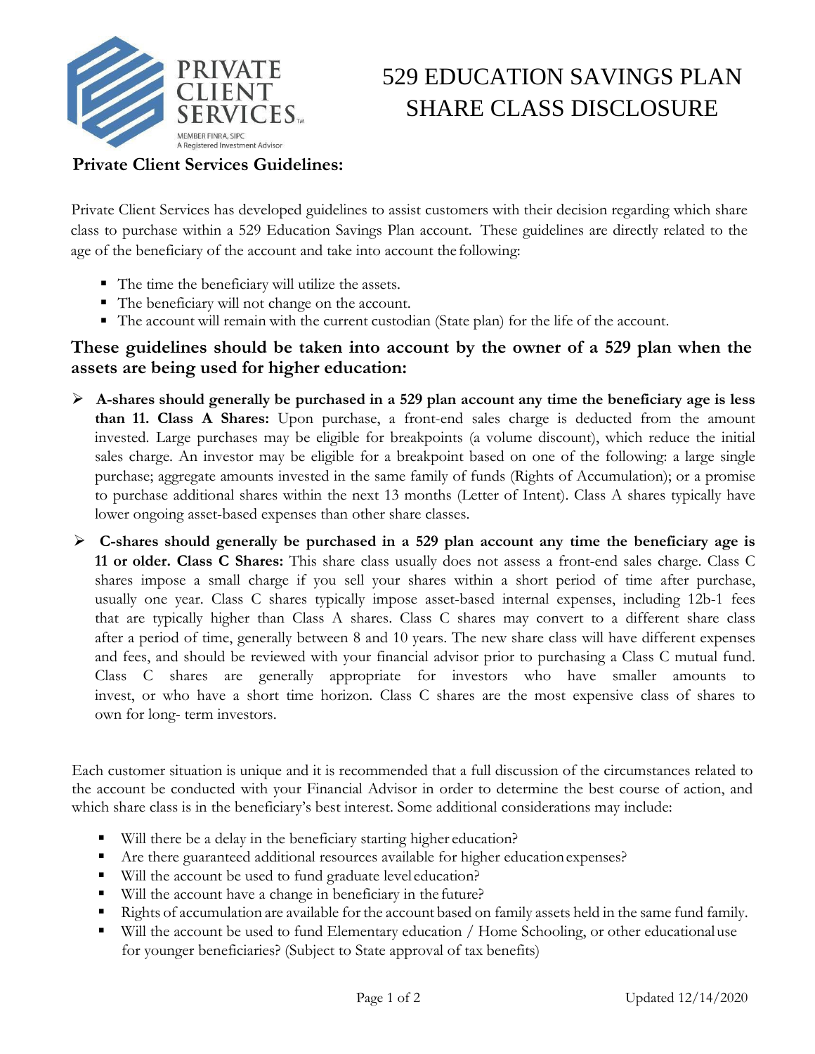PRIVATE CLIENT SERVICES™

MEMBER FINRA, SIPC
A Registered Investment Advisor

# 529 EDUCATION SAVINGS PLAN SHARE CLASS DISCLOSURE

## Private Client Services Guidelines:

Private Client Services has developed guidelines to assist customers with their decision regarding which share class to purchase within a 529 Education Savings Plan account. These guidelines are directly related to the age of the beneficiary of the account and take into account the following:

- The time the beneficiary will utilize the assets.
- The beneficiary will not change on the account.
- The account will remain with the current custodian (State plan) for the life of the account.

### These guidelines should be taken into account by the owner of a 529 plan when the assets are being used for higher education:

- **A-shares should generally be purchased in a 529 plan account any time the beneficiary age is less than 11. Class A Shares:** Upon purchase, a front-end sales charge is deducted from the amount invested. Large purchases may be eligible for breakpoints (a volume discount), which reduce the initial sales charge. An investor may be eligible for a breakpoint based on one of the following: a large single purchase; aggregate amounts invested in the same family of funds (Rights of Accumulation); or a promise to purchase additional shares within the next 13 months (Letter of Intent). Class A shares typically have lower ongoing asset-based expenses than other share classes.
- **C-shares should generally be purchased in a 529 plan account any time the beneficiary age is 11 or older. Class C Shares:** This share class usually does not assess a front-end sales charge. Class C shares impose a small charge if you sell your shares within a short period of time after purchase, usually one year. Class C shares typically impose asset-based internal expenses, including 12b-1 fees that are typically higher than Class A shares. Class C shares may convert to a different share class after a period of time, generally between 8 and 10 years. The new share class will have different expenses and fees, and should be reviewed with your financial advisor prior to purchasing a Class C mutual fund. Class C shares are generally appropriate for investors who have smaller amounts to invest, or who have a short time horizon. Class C shares are the most expensive class of shares to own for long- term investors.

Each customer situation is unique and it is recommended that a full discussion of the circumstances related to the account be conducted with your Financial Advisor in order to determine the best course of action, and which share class is in the beneficiary's best interest. Some additional considerations may include:

- Will there be a delay in the beneficiary starting higher education?
- Are there guaranteed additional resources available for higher education expenses?
- Will the account be used to fund graduate level education?
- Will the account have a change in beneficiary in the future?
- Rights of accumulation are available for the account based on family assets held in the same fund family.
- Will the account be used to fund Elementary education / Home Schooling, or other educational use for younger beneficiaries? (Subject to State approval of tax benefits)

Updated 12/14/2020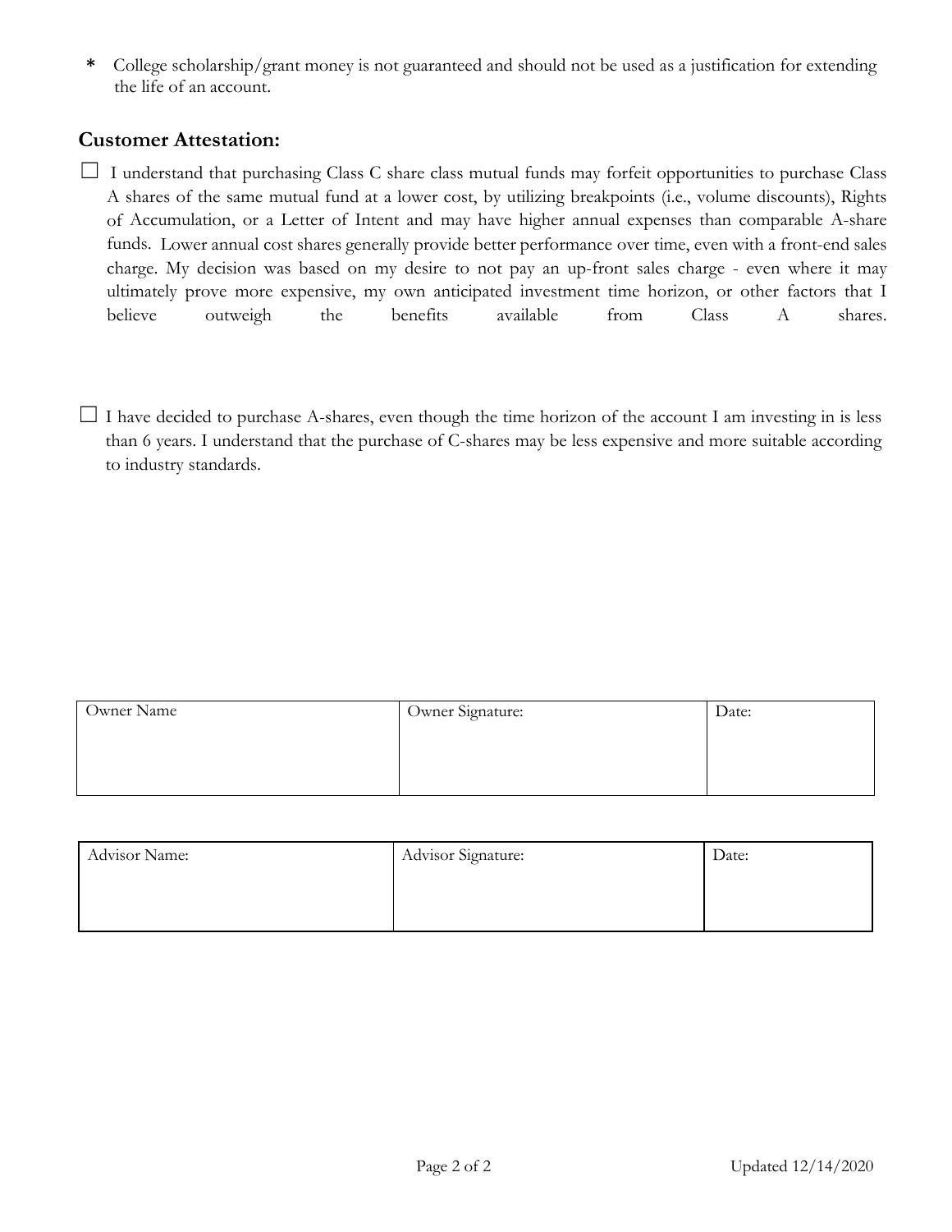* College scholarship/grant money is not guaranteed and should not be used as a justification for extending the life of an account.

## Customer Attestation:

☐ I understand that purchasing Class C share class mutual funds may forfeit opportunities to purchase Class A shares of the same mutual fund at a lower cost, by utilizing breakpoints (i.e., volume discounts), Rights of Accumulation, or a Letter of Intent and may have higher annual expenses than comparable A-share funds. Lower annual cost shares generally provide better performance over time, even with a front-end sales charge. My decision was based on my desire to not pay an up-front sales charge - even where it may ultimately prove more expensive, my own anticipated investment time horizon, or other factors that I believe outweigh the benefits available from Class A shares.

☐ I have decided to purchase A-shares, even though the time horizon of the account I am investing in is less than 6 years. I understand that the purchase of C-shares may be less expensive and more suitable according to industry standards.

| Owner Name | Owner Signature: | Date: |
| --- | --- | --- |
| | | |

| Advisor Name: | Advisor Signature: | Date: |
| --- | --- | --- |
| | | |

Updated 12/14/2020